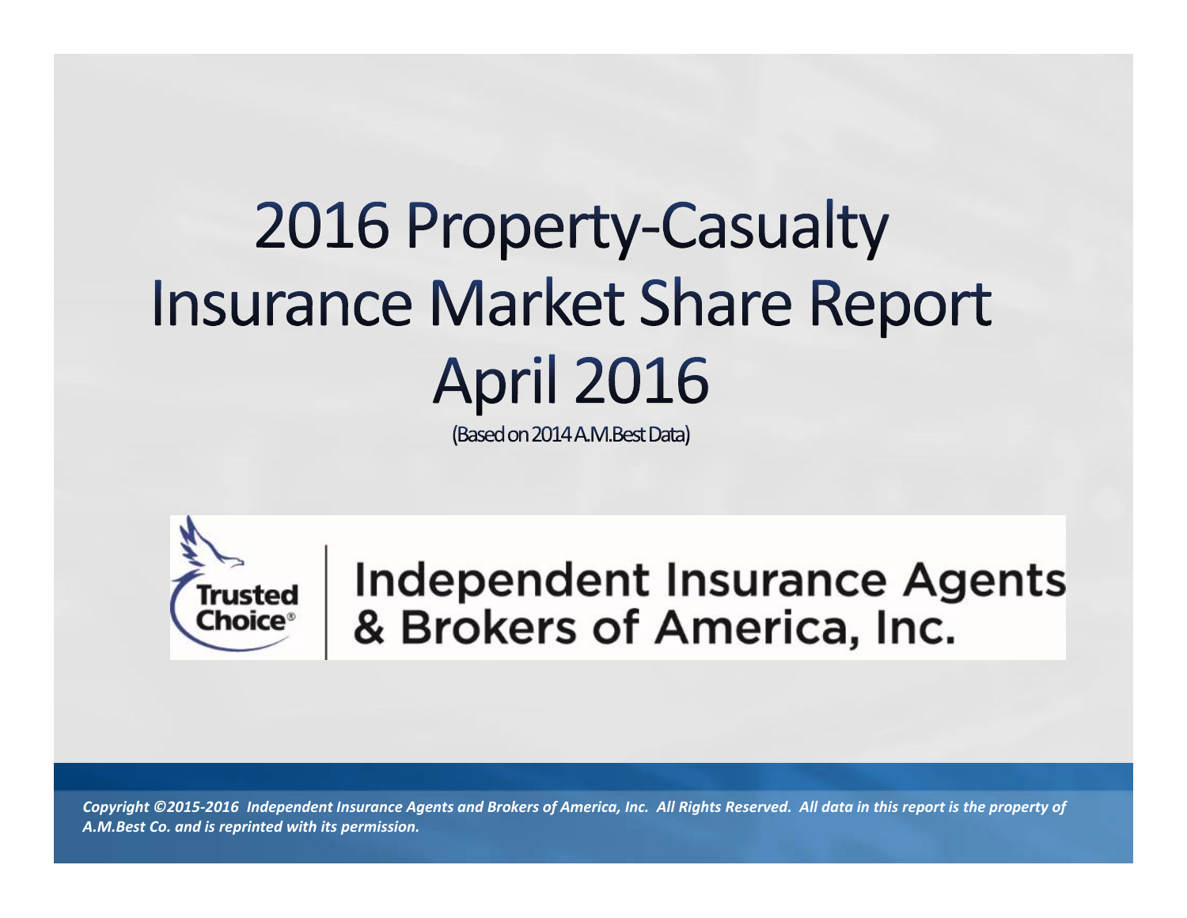# 2016 Property-Casualty Insurance Market Share Report April 2016

(Based on 2014 A.M.Best Data)

Trusted Choice®

Independent Insurance Agents & Brokers of America, Inc.

*Copyright ©2015-2016 Independent Insurance Agents and Brokers of America, Inc. All Rights Reserved. All data in this report is the property of A.M.Best Co. and is reprinted with its permission.*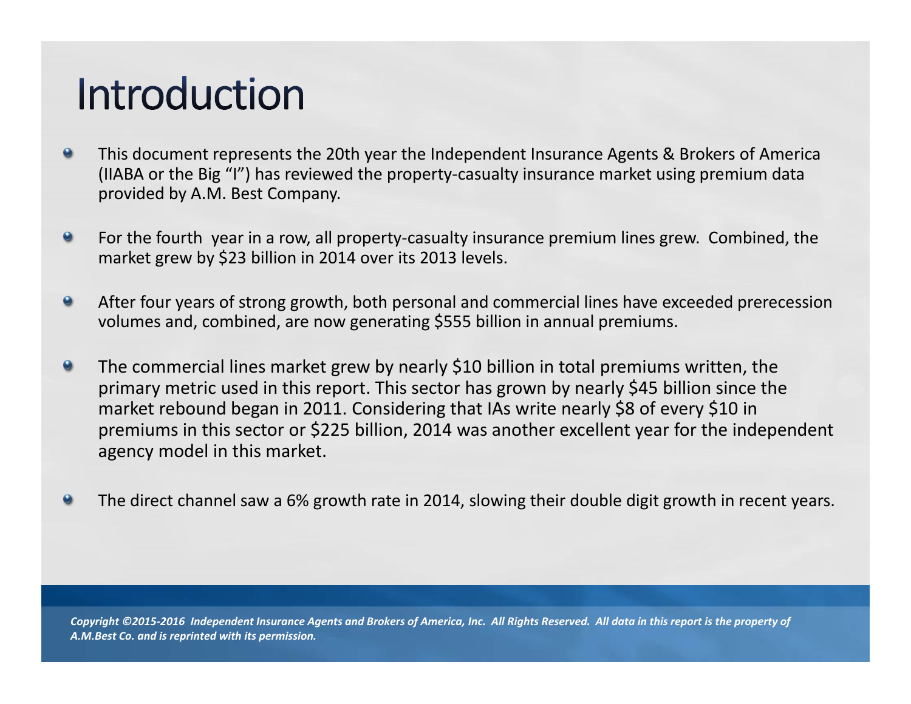# Introduction

- This document represents the 20th year the Independent Insurance Agents & Brokers of America (IIABA or the Big "I") has reviewed the property-casualty insurance market using premium data provided by A.M. Best Company.
- For the fourth year in a row, all property-casualty insurance premium lines grew. Combined, the market grew by $23 billion in 2014 over its 2013 levels.
- After four years of strong growth, both personal and commercial lines have exceeded prerecession volumes and, combined, are now generating $555 billion in annual premiums.
- The commercial lines market grew by nearly $10 billion in total premiums written, the primary metric used in this report. This sector has grown by nearly $45 billion since the market rebound began in 2011. Considering that IAs write nearly $8 of every $10 in premiums in this sector or $225 billion, 2014 was another excellent year for the independent agency model in this market.
- The direct channel saw a 6% growth rate in 2014, slowing their double digit growth in recent years.

*Copyright ©2015-2016 Independent Insurance Agents and Brokers of America, Inc. All Rights Reserved. All data in this report is the property of A.M.Best Co. and is reprinted with its permission.*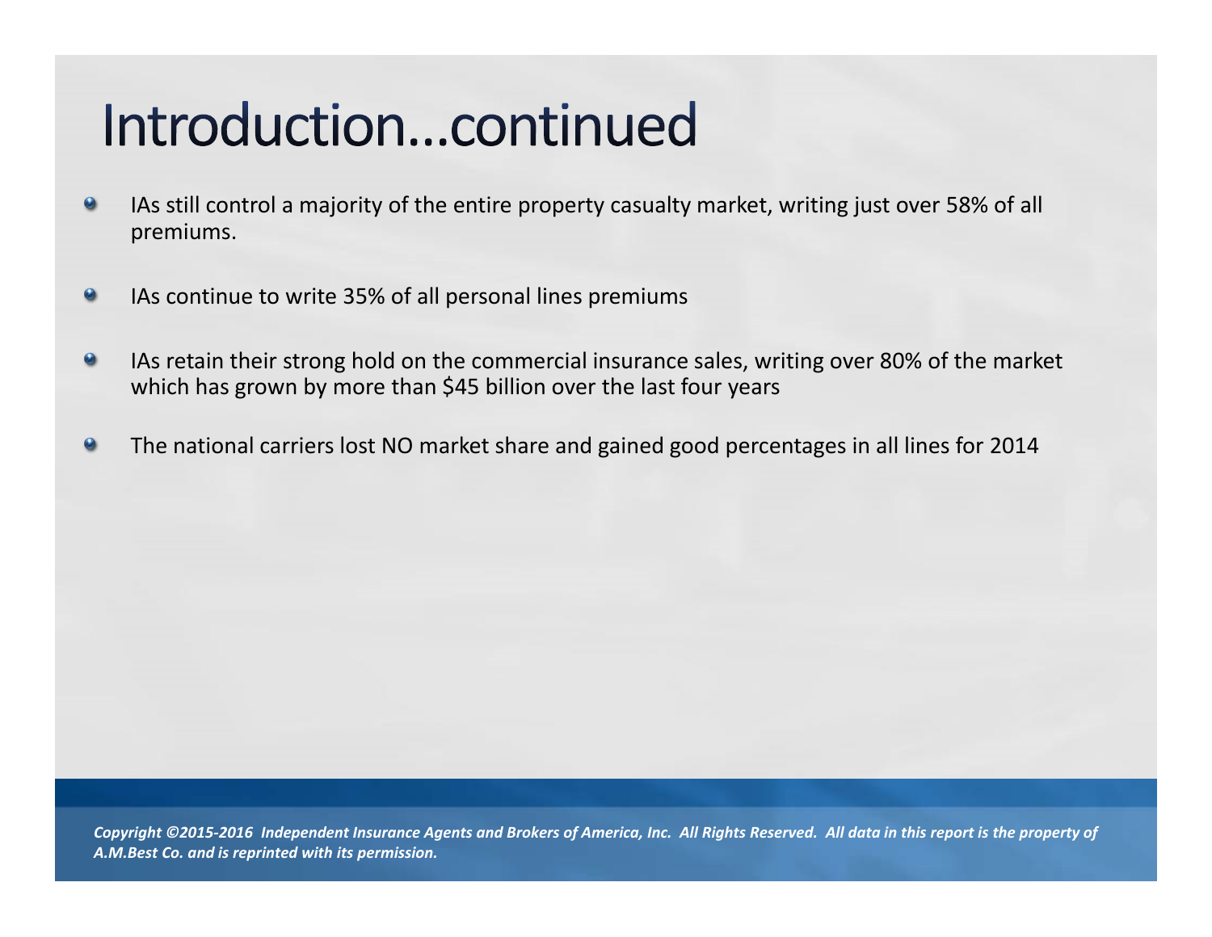# Introduction…continued

- IAs still control a majority of the entire property casualty market, writing just over 58% of all premiums.
- IAs continue to write 35% of all personal lines premiums
- IAs retain their strong hold on the commercial insurance sales, writing over 80% of the market which has grown by more than $45 billion over the last four years
- The national carriers lost NO market share and gained good percentages in all lines for 2014

*Copyright ©2015-2016 Independent Insurance Agents and Brokers of America, Inc. All Rights Reserved. All data in this report is the property of A.M.Best Co. and is reprinted with its permission.*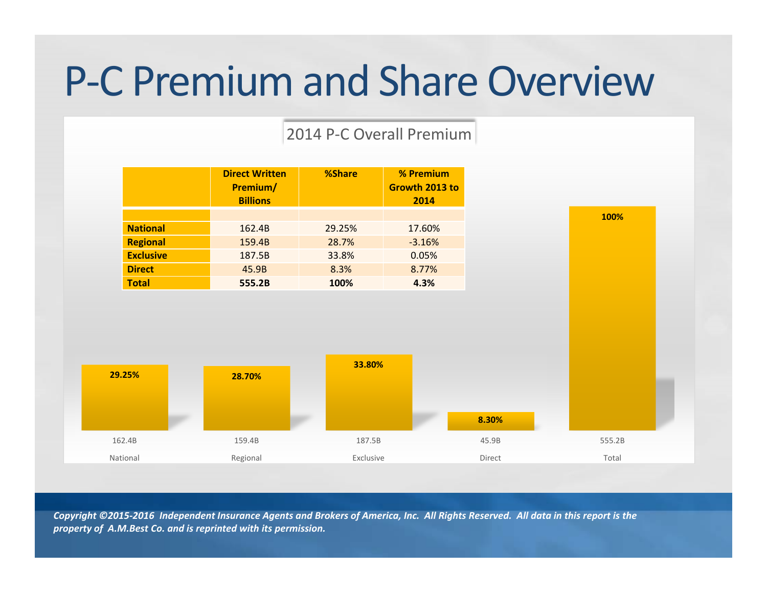# P-C Premium and Share Overview

## 2014 P-C Overall Premium

| | Direct Written Premium/ Billions | %Share | % Premium Growth 2013 to 2014 |
|---|---|---|---|
| | | | |
| **National** | 162.4B | 29.25% | 17.60% |
| **Regional** | 159.4B | 28.7% | -3.16% |
| **Exclusive** | 187.5B | 33.8% | 0.05% |
| **Direct** | 45.9B | 8.3% | 8.77% |
| **Total** | **555.2B** | **100%** | **4.3%** |

| | National | Regional | Exclusive | Direct | Total |
|---|---|---|---|---|---|
| Premium | 162.4B | 159.4B | 187.5B | 45.9B | 555.2B |
| Share | 29.25% | 28.70% | 33.80% | 8.30% | 100% |

*Copyright ©2015-2016 Independent Insurance Agents and Brokers of America, Inc. All Rights Reserved. All data in this report is the property of A.M.Best Co. and is reprinted with its permission.*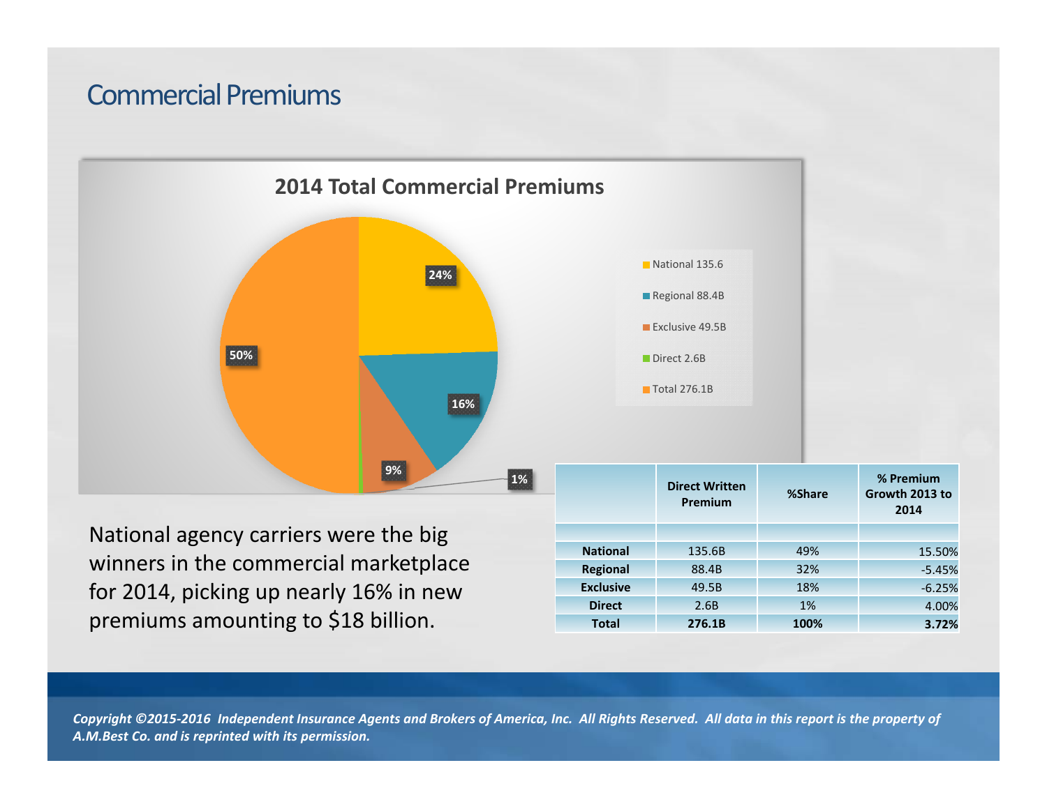# Commercial Premiums

## 2014 Total Commercial Premiums

- National 135.6 — 24%
- Regional 88.4B — 16%
- Exclusive 49.5B — 9%
- Direct 2.6B — 1%
- Total 276.1B — 50%

National agency carriers were the big winners in the commercial marketplace for 2014, picking up nearly 16% in new premiums amounting to $18 billion.

| | Direct Written Premium | %Share | % Premium Growth 2013 to 2014 |
|---|---|---|---|
| | | | |
| **National** | 135.6B | 49% | 15.50% |
| **Regional** | 88.4B | 32% | -5.45% |
| **Exclusive** | 49.5B | 18% | -6.25% |
| **Direct** | 2.6B | 1% | 4.00% |
| **Total** | **276.1B** | **100%** | **3.72%** |

*Copyright ©2015-2016 Independent Insurance Agents and Brokers of America, Inc. All Rights Reserved. All data in this report is the property of A.M.Best Co. and is reprinted with its permission.*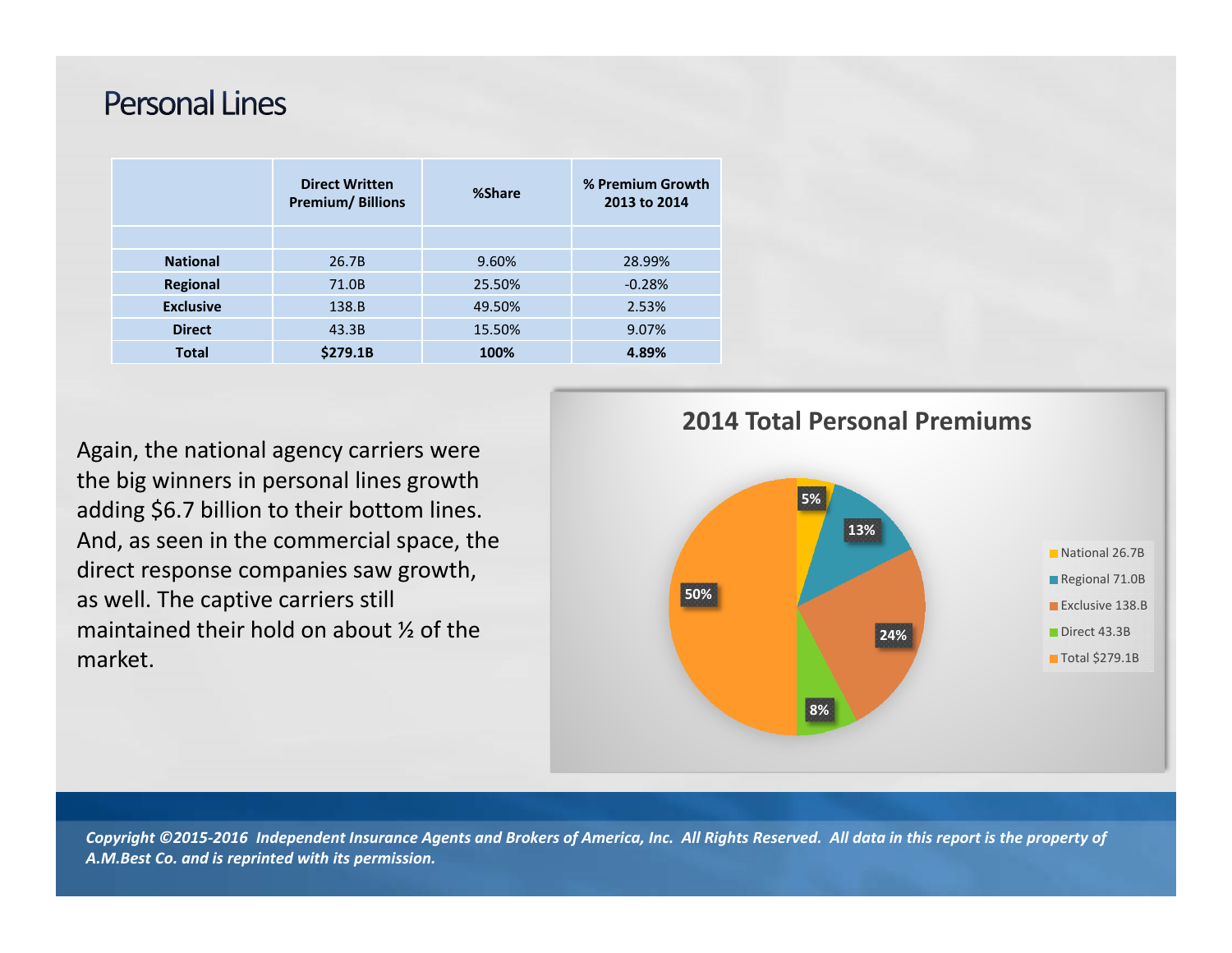# Personal Lines

| | Direct Written Premium/ Billions | %Share | % Premium Growth 2013 to 2014 |
|---|---|---|---|
| | | | |
| **National** | 26.7B | 9.60% | 28.99% |
| **Regional** | 71.0B | 25.50% | -0.28% |
| **Exclusive** | 138.B | 49.50% | 2.53% |
| **Direct** | 43.3B | 15.50% | 9.07% |
| **Total** | **$279.1B** | **100%** | **4.89%** |

Again, the national agency carriers were the big winners in personal lines growth adding $6.7 billion to their bottom lines. And, as seen in the commercial space, the direct response companies saw growth, as well. The captive carriers still maintained their hold on about ½ of the market.

**2014 Total Personal Premiums**

| Segment | Share |
|---|---|
| National 26.7B | 5% |
| Regional 71.0B | 13% |
| Exclusive 138.B | 24% |
| Direct 43.3B | 8% |
| Total $279.1B | 50% |

*Copyright ©2015-2016 Independent Insurance Agents and Brokers of America, Inc. All Rights Reserved. All data in this report is the property of A.M.Best Co. and is reprinted with its permission.*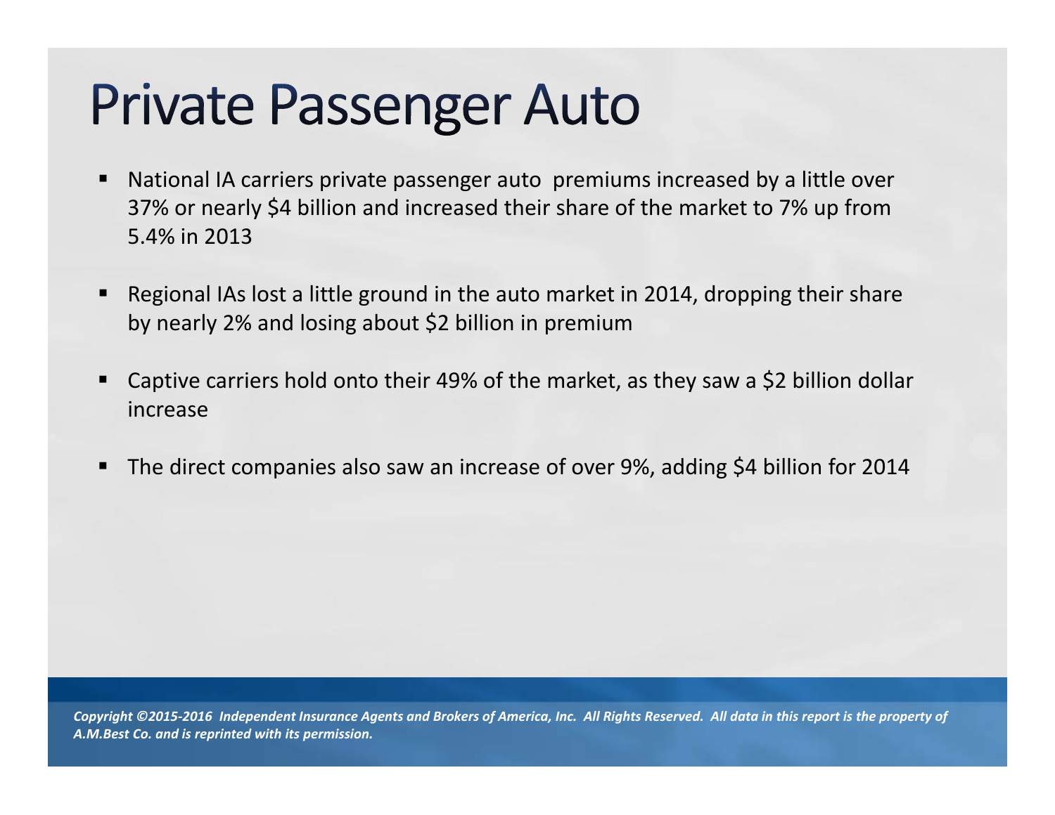# Private Passenger Auto

- National IA carriers private passenger auto premiums increased by a little over 37% or nearly $4 billion and increased their share of the market to 7% up from 5.4% in 2013
- Regional IAs lost a little ground in the auto market in 2014, dropping their share by nearly 2% and losing about $2 billion in premium
- Captive carriers hold onto their 49% of the market, as they saw a $2 billion dollar increase
- The direct companies also saw an increase of over 9%, adding $4 billion for 2014

*Copyright ©2015-2016 Independent Insurance Agents and Brokers of America, Inc. All Rights Reserved. All data in this report is the property of A.M.Best Co. and is reprinted with its permission.*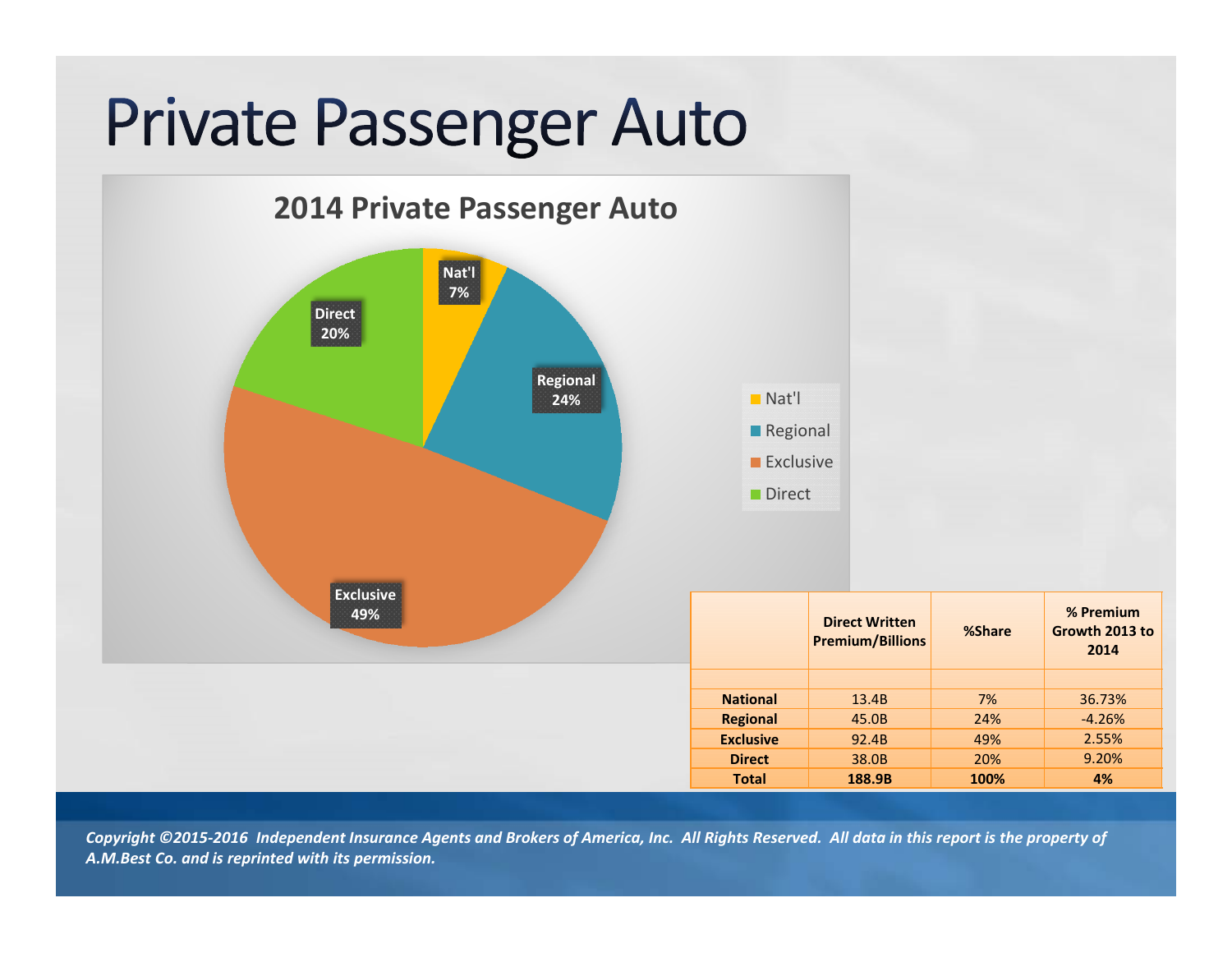# Private Passenger Auto

## 2014 Private Passenger Auto

- Nat'l 7%
- Regional 24%
- Exclusive 49%
- Direct 20%

| | Direct Written Premium/Billions | %Share | % Premium Growth 2013 to 2014 |
|---|---|---|---|
| | | | |
| **National** | 13.4B | 7% | 36.73% |
| **Regional** | 45.0B | 24% | -4.26% |
| **Exclusive** | 92.4B | 49% | 2.55% |
| **Direct** | 38.0B | 20% | 9.20% |
| **Total** | **188.9B** | **100%** | **4%** |

***Copyright ©2015-2016 Independent Insurance Agents and Brokers of America, Inc. All Rights Reserved. All data in this report is the property of A.M.Best Co. and is reprinted with its permission.***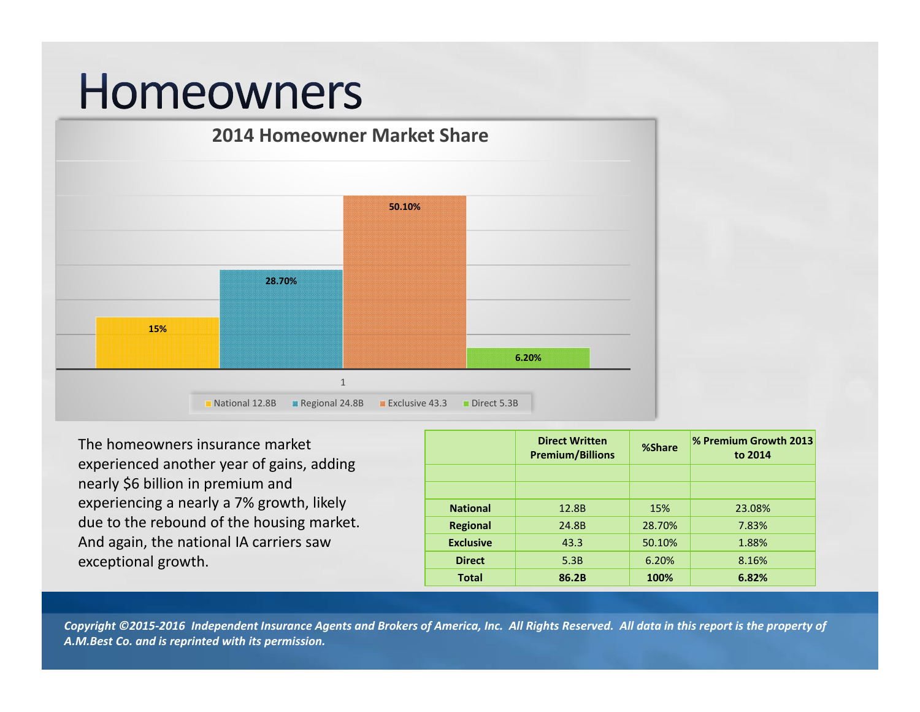# Homeowners

## 2014 Homeowner Market Share

| | National 12.8B | Regional 24.8B | Exclusive 43.3 | Direct 5.3B |
|---|---|---|---|---|
| 1 | 15% | 28.70% | 50.10% | 6.20% |

The homeowners insurance market experienced another year of gains, adding nearly $6 billion in premium and experiencing a nearly a 7% growth, likely due to the rebound of the housing market. And again, the national IA carriers saw exceptional growth.

| | Direct Written Premium/Billions | %Share | % Premium Growth 2013 to 2014 |
|---|---|---|---|
| | | | |
| | | | |
| **National** | 12.8B | 15% | 23.08% |
| **Regional** | 24.8B | 28.70% | 7.83% |
| **Exclusive** | 43.3 | 50.10% | 1.88% |
| **Direct** | 5.3B | 6.20% | 8.16% |
| **Total** | **86.2B** | **100%** | **6.82%** |

***Copyright ©2015-2016 Independent Insurance Agents and Brokers of America, Inc. All Rights Reserved. All data in this report is the property of A.M.Best Co. and is reprinted with its permission.***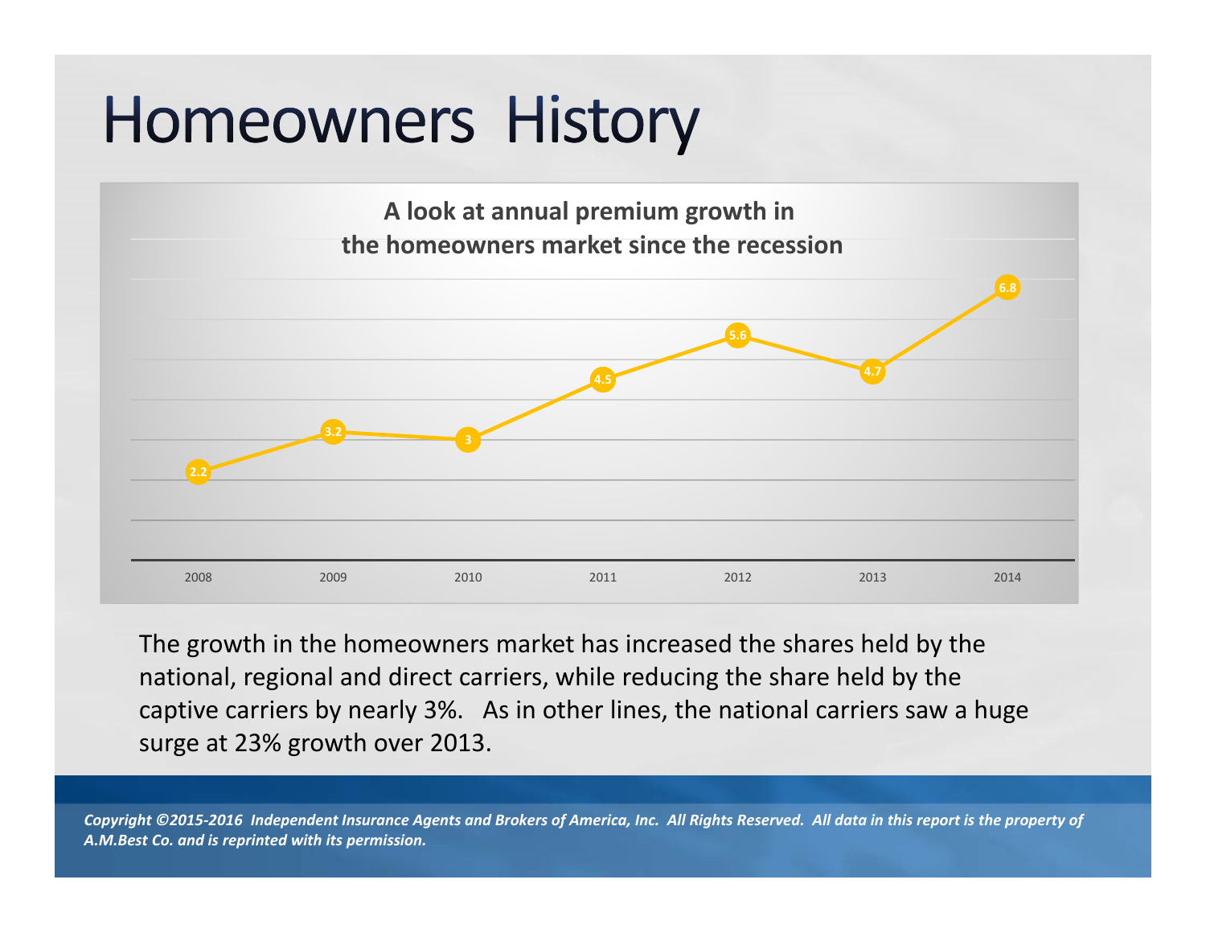# Homeowners History

**A look at annual premium growth in the homeowners market since the recession**

| Year | Growth |
|---|---|
| 2008 | 2.2 |
| 2009 | 3.2 |
| 2010 | 3 |
| 2011 | 4.5 |
| 2012 | 5.6 |
| 2013 | 4.7 |
| 2014 | 6.8 |

The growth in the homeowners market has increased the shares held by the national, regional and direct carriers, while reducing the share held by the captive carriers by nearly 3%. As in other lines, the national carriers saw a huge surge at 23% growth over 2013.

*Copyright ©2015-2016 Independent Insurance Agents and Brokers of America, Inc. All Rights Reserved. All data in this report is the property of A.M.Best Co. and is reprinted with its permission.*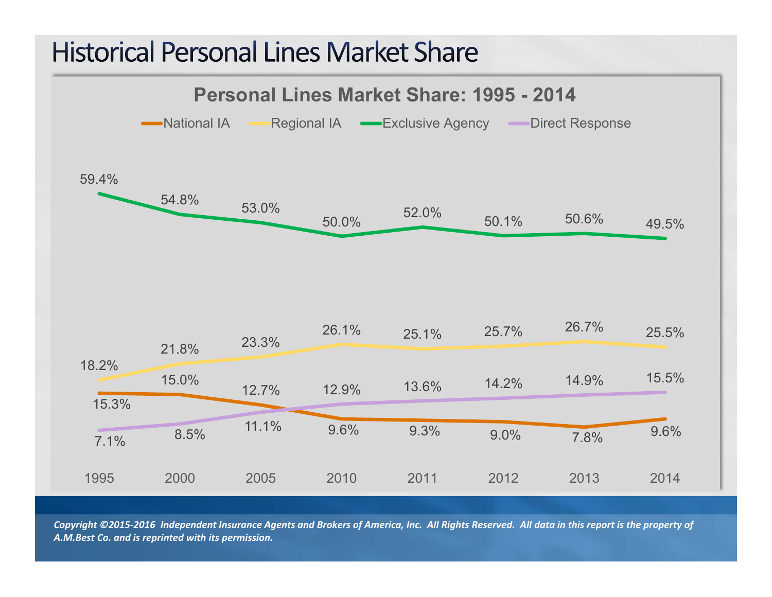# Historical Personal Lines Market Share

## Personal Lines Market Share: 1995 - 2014

| Year | National IA | Regional IA | Exclusive Agency | Direct Response |
|---|---|---|---|---|
| 1995 | 15.3% | 18.2% | 59.4% | 7.1% |
| 2000 | 15.0% | 21.8% | 54.8% | 8.5% |
| 2005 | 12.7% | 23.3% | 53.0% | 11.1% |
| 2010 | 9.6% | 26.1% | 50.0% | 12.9% |
| 2011 | 9.3% | 25.1% | 52.0% | 13.6% |
| 2012 | 9.0% | 25.7% | 50.1% | 14.2% |
| 2013 | 7.8% | 26.7% | 50.6% | 14.9% |
| 2014 | 9.6% | 25.5% | 49.5% | 15.5% |

*Copyright ©2015-2016 Independent Insurance Agents and Brokers of America, Inc. All Rights Reserved. All data in this report is the property of A.M.Best Co. and is reprinted with its permission.*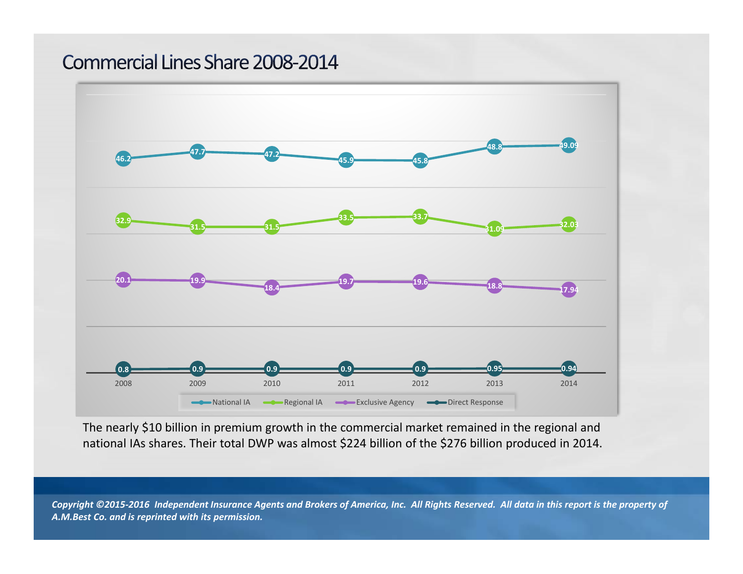# Commercial Lines Share 2008-2014

| | 2008 | 2009 | 2010 | 2011 | 2012 | 2013 | 2014 |
|---|---|---|---|---|---|---|---|
| National IA | 46.2 | 47.7 | 47.2 | 45.9 | 45.8 | 48.8 | 49.09 |
| Regional IA | 32.9 | 31.5 | 31.5 | 33.5 | 33.7 | 31.09 | 32.03 |
| Exclusive Agency | 20.1 | 19.9 | 18.4 | 19.7 | 19.6 | 18.8 | 17.94 |
| Direct Response | 0.8 | 0.9 | 0.9 | 0.9 | 0.9 | 0.95 | 0.94 |

The nearly $10 billion in premium growth in the commercial market remained in the regional and national IAs shares. Their total DWP was almost $224 billion of the $276 billion produced in 2014.

*Copyright ©2015-2016 Independent Insurance Agents and Brokers of America, Inc. All Rights Reserved. All data in this report is the property of A.M.Best Co. and is reprinted with its permission.*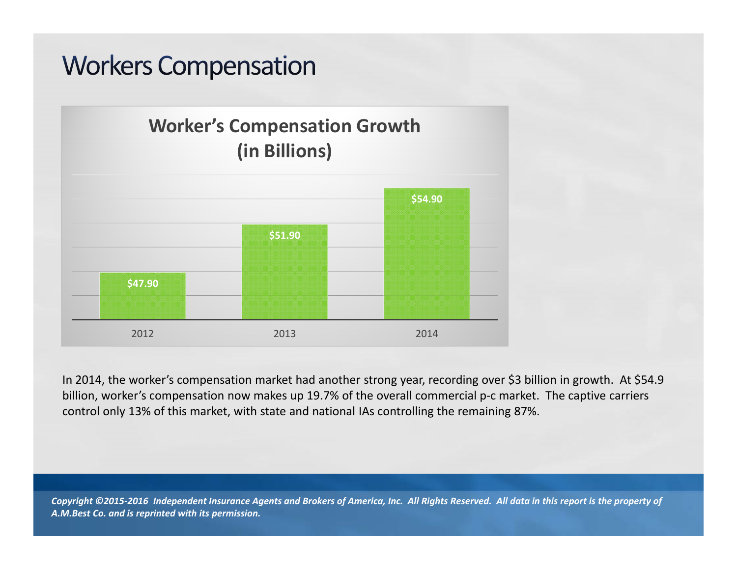# Workers Compensation

**Worker's Compensation Growth (in Billions)**

| Year | Amount |
|---|---|
| 2012 | $47.90 |
| 2013 | $51.90 |
| 2014 | $54.90 |

In 2014, the worker's compensation market had another strong year, recording over $3 billion in growth. At $54.9 billion, worker's compensation now makes up 19.7% of the overall commercial p-c market. The captive carriers control only 13% of this market, with state and national IAs controlling the remaining 87%.

*Copyright ©2015-2016 Independent Insurance Agents and Brokers of America, Inc. All Rights Reserved. All data in this report is the property of A.M.Best Co. and is reprinted with its permission.*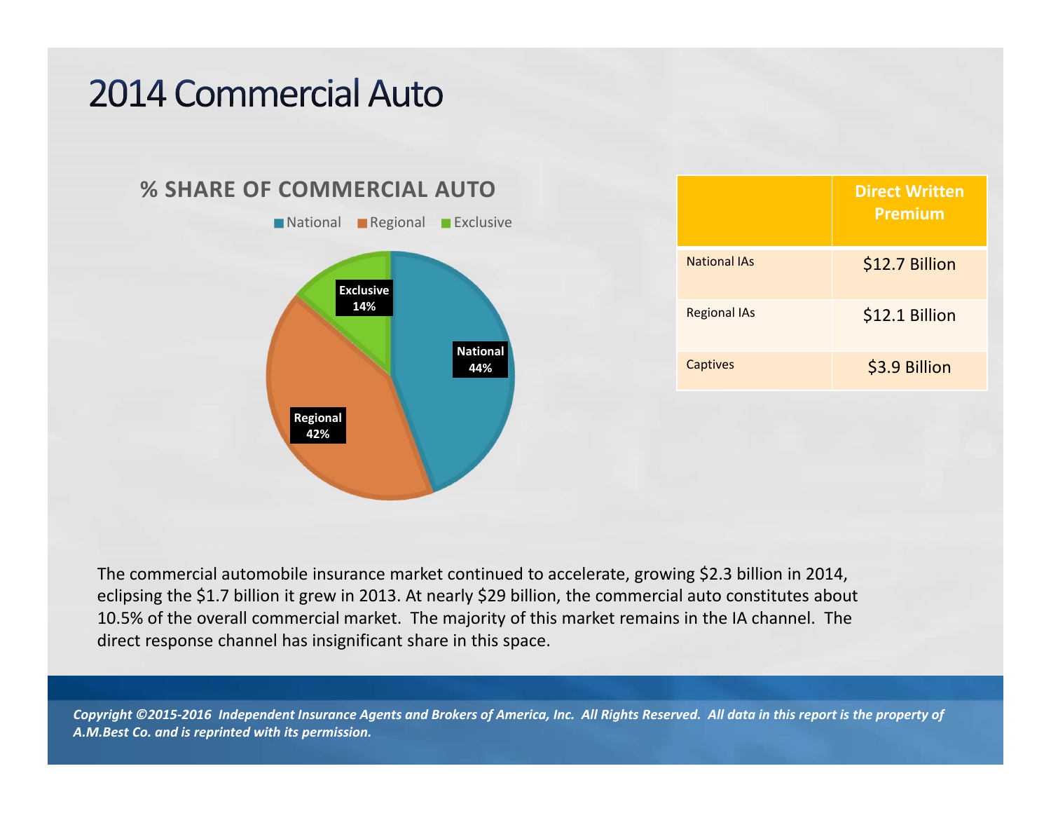# 2014 Commercial Auto

## % SHARE OF COMMERCIAL AUTO

- National: 44%
- Regional: 42%
- Exclusive: 14%

| | Direct Written Premium |
|---|---|
| National IAs | $12.7 Billion |
| Regional IAs | $12.1 Billion |
| Captives | $3.9 Billion |

The commercial automobile insurance market continued to accelerate, growing $2.3 billion in 2014, eclipsing the $1.7 billion it grew in 2013. At nearly $29 billion, the commercial auto constitutes about 10.5% of the overall commercial market. The majority of this market remains in the IA channel. The direct response channel has insignificant share in this space.

*Copyright ©2015-2016 Independent Insurance Agents and Brokers of America, Inc. All Rights Reserved. All data in this report is the property of A.M.Best Co. and is reprinted with its permission.*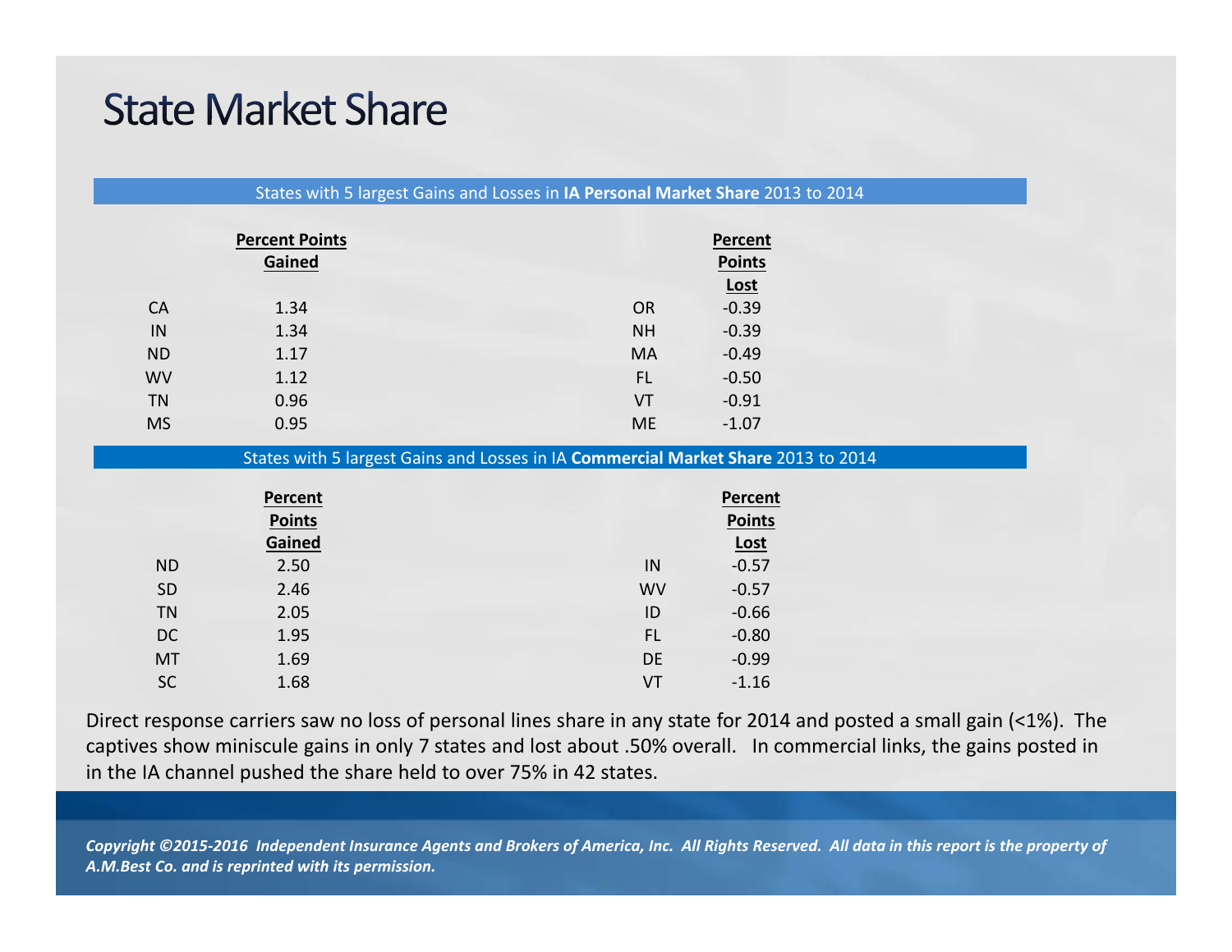# State Market Share

States with 5 largest Gains and Losses in **IA Personal Market Share** 2013 to 2014

| | Percent Points Gained | | Percent Points Lost |
|---|---|---|---|
| CA | 1.34 | OR | -0.39 |
| IN | 1.34 | NH | -0.39 |
| ND | 1.17 | MA | -0.49 |
| WV | 1.12 | FL | -0.50 |
| TN | 0.96 | VT | -0.91 |
| MS | 0.95 | ME | -1.07 |

States with 5 largest Gains and Losses in IA **Commercial Market Share** 2013 to 2014

| | Percent Points Gained | | Percent Points Lost |
|---|---|---|---|
| ND | 2.50 | IN | -0.57 |
| SD | 2.46 | WV | -0.57 |
| TN | 2.05 | ID | -0.66 |
| DC | 1.95 | FL | -0.80 |
| MT | 1.69 | DE | -0.99 |
| SC | 1.68 | VT | -1.16 |

Direct response carriers saw no loss of personal lines share in any state for 2014 and posted a small gain (<1%). The captives show miniscule gains in only 7 states and lost about .50% overall. In commercial links, the gains posted in in the IA channel pushed the share held to over 75% in 42 states.

*Copyright ©2015-2016 Independent Insurance Agents and Brokers of America, Inc. All Rights Reserved. All data in this report is the property of A.M.Best Co. and is reprinted with its permission.*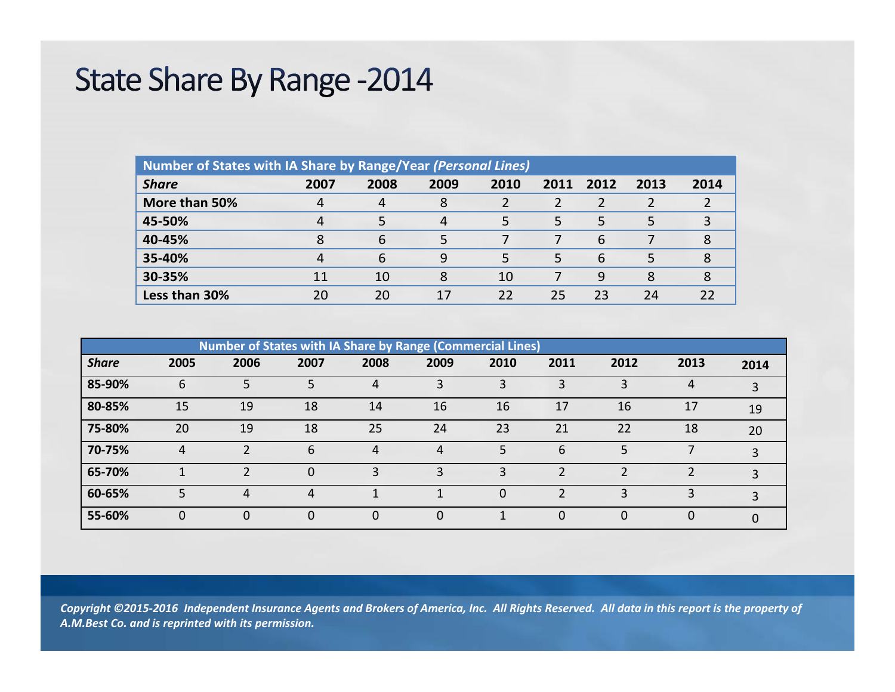# State Share By Range -2014

| Number of States with IA Share by Range/Year *(Personal Lines)* | | | | | | | | |
|---|---|---|---|---|---|---|---|---|
| ***Share*** | **2007** | **2008** | **2009** | **2010** | **2011** | **2012** | **2013** | **2014** |
| **More than 50%** | 4 | 4 | 8 | 2 | 2 | 2 | 2 | 2 |
| **45-50%** | 4 | 5 | 4 | 5 | 5 | 5 | 5 | 3 |
| **40-45%** | 8 | 6 | 5 | 7 | 7 | 6 | 7 | 8 |
| **35-40%** | 4 | 6 | 9 | 5 | 5 | 6 | 5 | 8 |
| **30-35%** | 11 | 10 | 8 | 10 | 7 | 9 | 8 | 8 |
| **Less than 30%** | 20 | 20 | 17 | 22 | 25 | 23 | 24 | 22 |

| Number of States with IA Share by Range (Commercial Lines) | | | | | | | | | | |
|---|---|---|---|---|---|---|---|---|---|---|
| ***Share*** | **2005** | **2006** | **2007** | **2008** | **2009** | **2010** | **2011** | **2012** | **2013** | **2014** |
| **85-90%** | 6 | 5 | 5 | 4 | 3 | 3 | 3 | 3 | 4 | 3 |
| **80-85%** | 15 | 19 | 18 | 14 | 16 | 16 | 17 | 16 | 17 | 19 |
| **75-80%** | 20 | 19 | 18 | 25 | 24 | 23 | 21 | 22 | 18 | 20 |
| **70-75%** | 4 | 2 | 6 | 4 | 4 | 5 | 6 | 5 | 7 | 3 |
| **65-70%** | 1 | 2 | 0 | 3 | 3 | 3 | 2 | 2 | 2 | 3 |
| **60-65%** | 5 | 4 | 4 | 1 | 1 | 0 | 2 | 3 | 3 | 3 |
| **55-60%** | 0 | 0 | 0 | 0 | 0 | 1 | 0 | 0 | 0 | 0 |

*Copyright ©2015-2016 Independent Insurance Agents and Brokers of America, Inc. All Rights Reserved. All data in this report is the property of A.M.Best Co. and is reprinted with its permission.*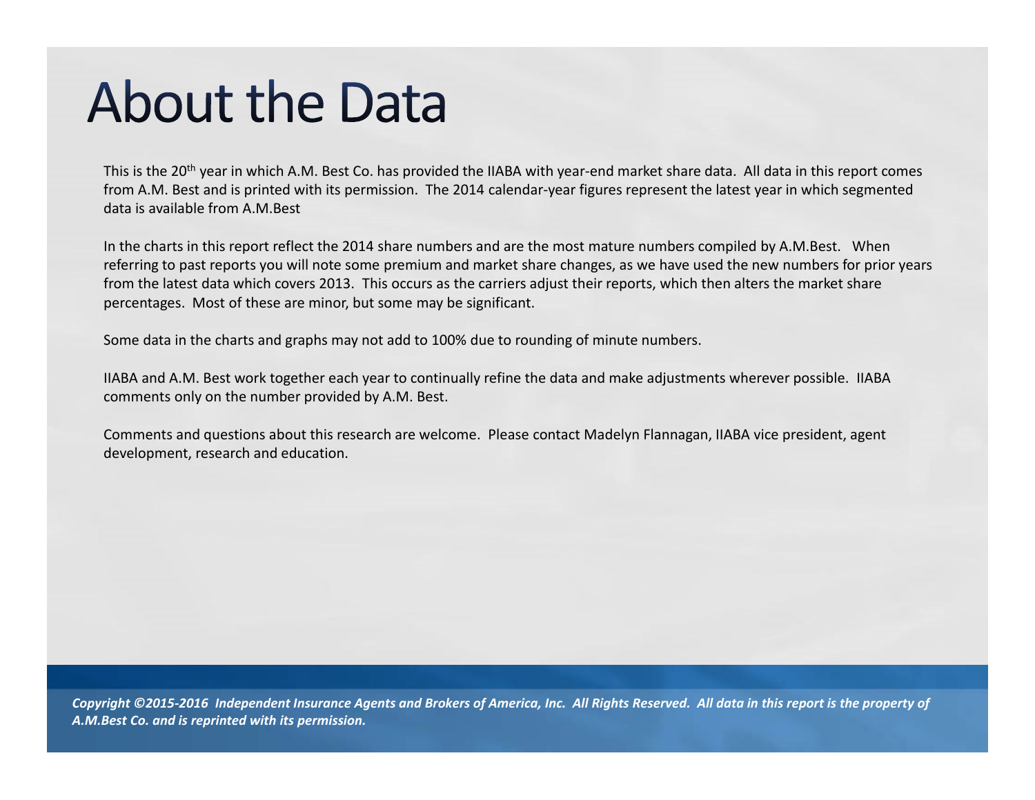# About the Data

This is the 20th year in which A.M. Best Co. has provided the IIABA with year-end market share data. All data in this report comes from A.M. Best and is printed with its permission. The 2014 calendar-year figures represent the latest year in which segmented data is available from A.M.Best

In the charts in this report reflect the 2014 share numbers and are the most mature numbers compiled by A.M.Best. When referring to past reports you will note some premium and market share changes, as we have used the new numbers for prior years from the latest data which covers 2013. This occurs as the carriers adjust their reports, which then alters the market share percentages. Most of these are minor, but some may be significant.

Some data in the charts and graphs may not add to 100% due to rounding of minute numbers.

IIABA and A.M. Best work together each year to continually refine the data and make adjustments wherever possible. IIABA comments only on the number provided by A.M. Best.

Comments and questions about this research are welcome. Please contact Madelyn Flannagan, IIABA vice president, agent development, research and education.

***Copyright ©2015-2016 Independent Insurance Agents and Brokers of America, Inc. All Rights Reserved. All data in this report is the property of A.M.Best Co. and is reprinted with its permission.***